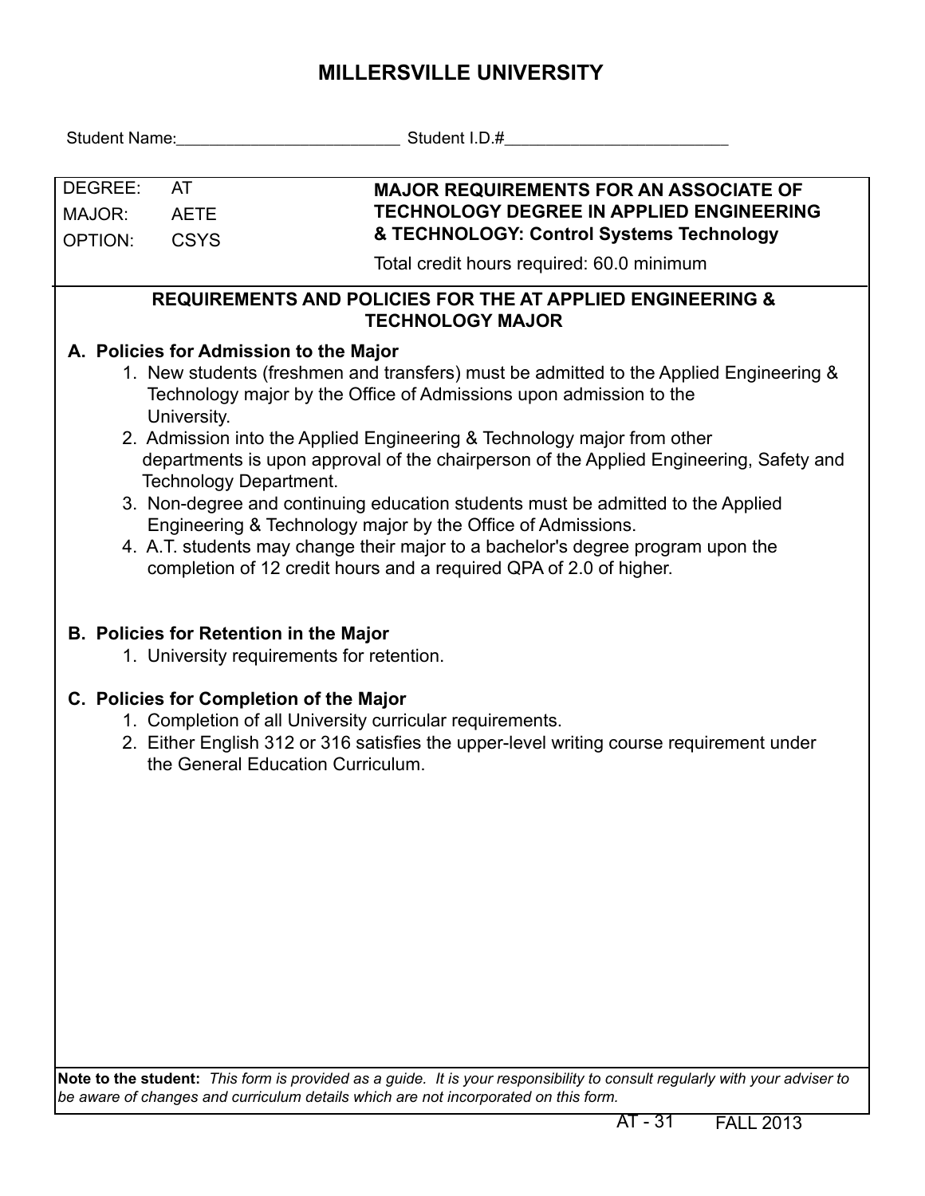# MILLERSVILLE UNIVERSITY

Student Name:_________________________ Student I.D.#_________________________

| | | |
|---|---|---|
| DEGREE: | AT | **MAJOR REQUIREMENTS FOR AN ASSOCIATE OF TECHNOLOGY DEGREE IN APPLIED ENGINEERING & TECHNOLOGY: Control Systems Technology** |
| MAJOR: | AETE | |
| OPTION: | CSYS | Total credit hours required: 60.0 minimum |

## REQUIREMENTS AND POLICIES FOR THE AT APPLIED ENGINEERING & TECHNOLOGY MAJOR

### A. Policies for Admission to the Major

1. New students (freshmen and transfers) must be admitted to the Applied Engineering & Technology major by the Office of Admissions upon admission to the University.
2. Admission into the Applied Engineering & Technology major from other departments is upon approval of the chairperson of the Applied Engineering, Safety and Technology Department.
3. Non-degree and continuing education students must be admitted to the Applied Engineering & Technology major by the Office of Admissions.
4. A.T. students may change their major to a bachelor's degree program upon the completion of 12 credit hours and a required QPA of 2.0 of higher.

### B. Policies for Retention in the Major

1. University requirements for retention.

### C. Policies for Completion of the Major

1. Completion of all University curricular requirements.
2. Either English 312 or 316 satisfies the upper-level writing course requirement under the General Education Curriculum.

**Note to the student:** *This form is provided as a guide. It is your responsibility to consult regularly with your adviser to be aware of changes and curriculum details which are not incorporated on this form.*

AT - 31 FALL 2013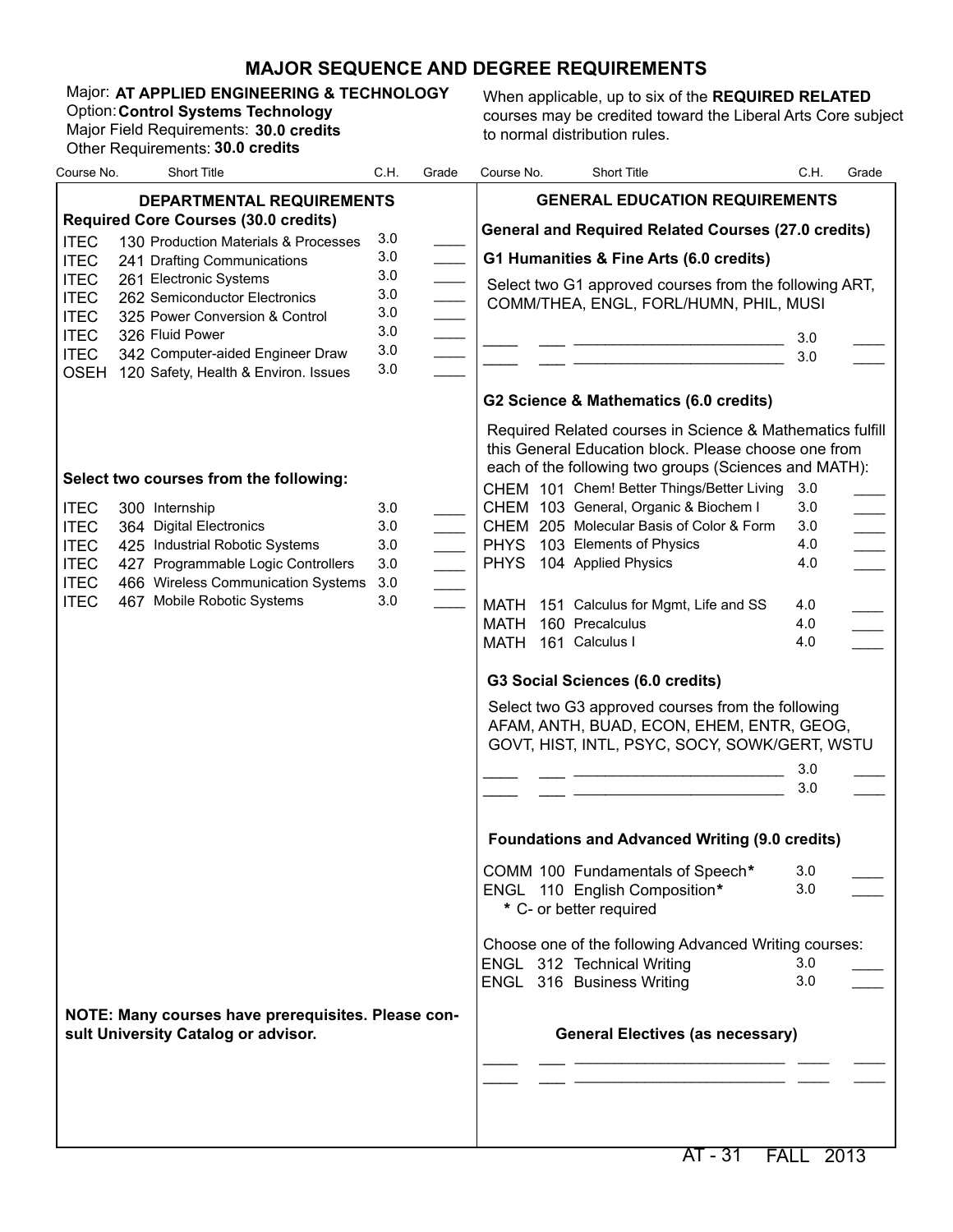# MAJOR SEQUENCE AND DEGREE REQUIREMENTS

Major: **AT APPLIED ENGINEERING & TECHNOLOGY**
Option: **Control Systems Technology**
Major Field Requirements: **30.0 credits**
Other Requirements: **30.0 credits**

When applicable, up to six of the **REQUIRED RELATED** courses may be credited toward the Liberal Arts Core subject to normal distribution rules.

## DEPARTMENTAL REQUIREMENTS

### Required Core Courses (30.0 credits)

| Course No. | | Short Title | C.H. | Grade |
|---|---|---|---|---|
| ITEC | 130 | Production Materials & Processes | 3.0 | ____ |
| ITEC | 241 | Drafting Communications | 3.0 | ____ |
| ITEC | 261 | Electronic Systems | 3.0 | ____ |
| ITEC | 262 | Semiconductor Electronics | 3.0 | ____ |
| ITEC | 325 | Power Conversion & Control | 3.0 | ____ |
| ITEC | 326 | Fluid Power | 3.0 | ____ |
| ITEC | 342 | Computer-aided Engineer Draw | 3.0 | ____ |
| OSEH | 120 | Safety, Health & Environ. Issues | 3.0 | ____ |

### Select two courses from the following:

| Course No. | | Short Title | C.H. | Grade |
|---|---|---|---|---|
| ITEC | 300 | Internship | 3.0 | ____ |
| ITEC | 364 | Digital Electronics | 3.0 | ____ |
| ITEC | 425 | Industrial Robotic Systems | 3.0 | ____ |
| ITEC | 427 | Programmable Logic Controllers | 3.0 | ____ |
| ITEC | 466 | Wireless Communication Systems | 3.0 | ____ |
| ITEC | 467 | Mobile Robotic Systems | 3.0 | ____ |

**NOTE: Many courses have prerequisites. Please consult University Catalog or advisor.**

## GENERAL EDUCATION REQUIREMENTS

### General and Required Related Courses (27.0 credits)

### G1 Humanities & Fine Arts (6.0 credits)

Select two G1 approved courses from the following ART, COMM/THEA, ENGL, FORL/HUMN, PHIL, MUSI

| Course No. | | Short Title | C.H. | Grade |
|---|---|---|---|---|
| ____ | ___ | ________________________ | 3.0 | ____ |
| ____ | ___ | ________________________ | 3.0 | ____ |

### G2 Science & Mathematics (6.0 credits)

Required Related courses in Science & Mathematics fulfill this General Education block. Please choose one from each of the following two groups (Sciences and MATH):

| Course No. | | Short Title | C.H. | Grade |
|---|---|---|---|---|
| CHEM | 101 | Chem! Better Things/Better Living | 3.0 | ____ |
| CHEM | 103 | General, Organic & Biochem I | 3.0 | ____ |
| CHEM | 205 | Molecular Basis of Color & Form | 3.0 | ____ |
| PHYS | 103 | Elements of Physics | 4.0 | ____ |
| PHYS | 104 | Applied Physics | 4.0 | ____ |
| MATH | 151 | Calculus for Mgmt, Life and SS | 4.0 | ____ |
| MATH | 160 | Precalculus | 4.0 | ____ |
| MATH | 161 | Calculus I | 4.0 | ____ |

### G3 Social Sciences (6.0 credits)

Select two G3 approved courses from the following AFAM, ANTH, BUAD, ECON, EHEM, ENTR, GEOG, GOVT, HIST, INTL, PSYC, SOCY, SOWK/GERT, WSTU

| Course No. | | Short Title | C.H. | Grade |
|---|---|---|---|---|
| ____ | ___ | ________________________ | 3.0 | ____ |
| ____ | ___ | ________________________ | 3.0 | ____ |

### Foundations and Advanced Writing (9.0 credits)

| Course No. | | Short Title | C.H. | Grade |
|---|---|---|---|---|
| COMM | 100 | Fundamentals of Speech* | 3.0 | ____ |
| ENGL | 110 | English Composition* | 3.0 | ____ |

\* C- or better required

Choose one of the following Advanced Writing courses:

| Course No. | | Short Title | C.H. | Grade |
|---|---|---|---|---|
| ENGL | 312 | Technical Writing | 3.0 | ____ |
| ENGL | 316 | Business Writing | 3.0 | ____ |

### General Electives (as necessary)

| Course No. | | Short Title | C.H. | Grade |
|---|---|---|---|---|
| ____ | ___ | ________________________ | ____ | ____ |
| ____ | ___ | ________________________ | ____ | ____ |

AT - 31 FALL 2013